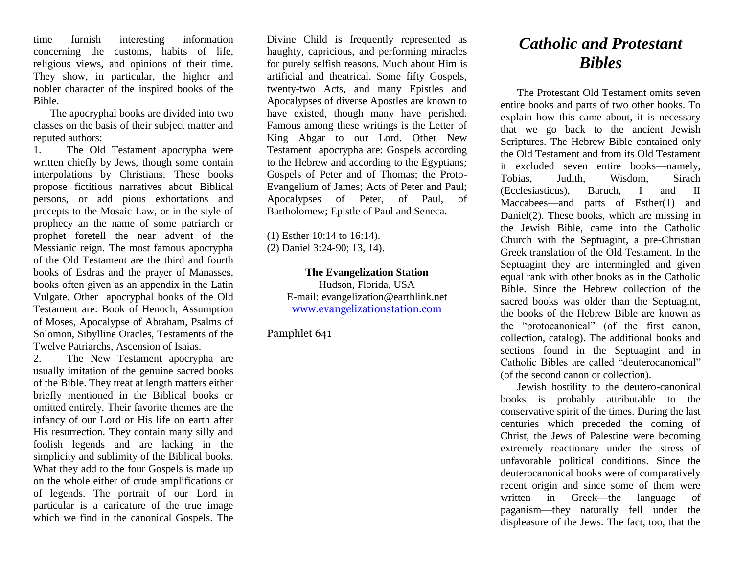time furnish interesting information concerning the customs, habits of life, religious views, and opinions of their time. They show, in particular, the higher and nobler character of the inspired books of the Bible.

The apocryphal books are divided into two classes on the basis of their subject matter and reputed authors:

1. The Old Testament apocrypha were written chiefly by Jews, though some contain interpolations by Christians. These books propose fictitious narratives about Biblical persons, or add pious exhortations and precepts to the Mosaic Law, or in the style of prophecy an the name of some patriarch or prophet foretell the near advent of the Messianic reign. The most famous apocrypha of the Old Testament are the third and fourth books of Esdras and the prayer of Manasses, books often given as an appendix in the Latin Vulgate. Other apocryphal books of the Old Testament are: Book of Henoch, Assumption of Moses, Apocalypse of Abraham, Psalms of Solomon, Sibylline Oracles, Testaments of the Twelve Patriarchs, Ascension of Isaias.

2. The New Testament apocrypha are usually imitation of the genuine sacred books of the Bible. They treat at length matters either briefly mentioned in the Biblical books or omitted entirely. Their favorite themes are the infancy of our Lord or His life on earth after His resurrection. They contain many silly and foolish legends and are lacking in the simplicity and sublimity of the Biblical books. What they add to the four Gospels is made up on the whole either of crude amplifications or of legends. The portrait of our Lord in particular is a caricature of the true image which we find in the canonical Gospels. The Divine Child is frequently represented as haughty, capricious, and performing miracles for purely selfish reasons. Much about Him is artificial and theatrical. Some fifty Gospels, twenty-two Acts, and many Epistles and Apocalypses of diverse Apostles are known to have existed, though many have perished. Famous among these writings is the Letter of King Abgar to our Lord. Other New Testament apocrypha are: Gospels according to the Hebrew and according to the Egyptians; Gospels of Peter and of Thomas; the Proto-Evangelium of James; Acts of Peter and Paul; Apocalypses of Peter, of Paul, of Bartholomew; Epistle of Paul and Seneca.

(1) Esther 10:14 to 16:14).
(2) Daniel 3:24-90; 13, 14).

**The Evangelization Station**
Hudson, Florida, USA
E-mail: evangelization@earthlink.net
www.evangelizationstation.com

Pamphlet 641

# *Catholic and Protestant Bibles*

The Protestant Old Testament omits seven entire books and parts of two other books. To explain how this came about, it is necessary that we go back to the ancient Jewish Scriptures. The Hebrew Bible contained only the Old Testament and from its Old Testament it excluded seven entire books—namely, Tobias, Judith, Wisdom, Sirach (Ecclesiasticus), Baruch, I and II Maccabees—and parts of Esther(1) and Daniel(2). These books, which are missing in the Jewish Bible, came into the Catholic Church with the Septuagint, a pre-Christian Greek translation of the Old Testament. In the Septuagint they are intermingled and given equal rank with other books as in the Catholic Bible. Since the Hebrew collection of the sacred books was older than the Septuagint, the books of the Hebrew Bible are known as the "protocanonical" (of the first canon, collection, catalog). The additional books and sections found in the Septuagint and in Catholic Bibles are called "deuterocanonical" (of the second canon or collection).

Jewish hostility to the deutero-canonical books is probably attributable to the conservative spirit of the times. During the last centuries which preceded the coming of Christ, the Jews of Palestine were becoming extremely reactionary under the stress of unfavorable political conditions. Since the deuterocanonical books were of comparatively recent origin and since some of them were written in Greek—the language of paganism—they naturally fell under the displeasure of the Jews. The fact, too, that the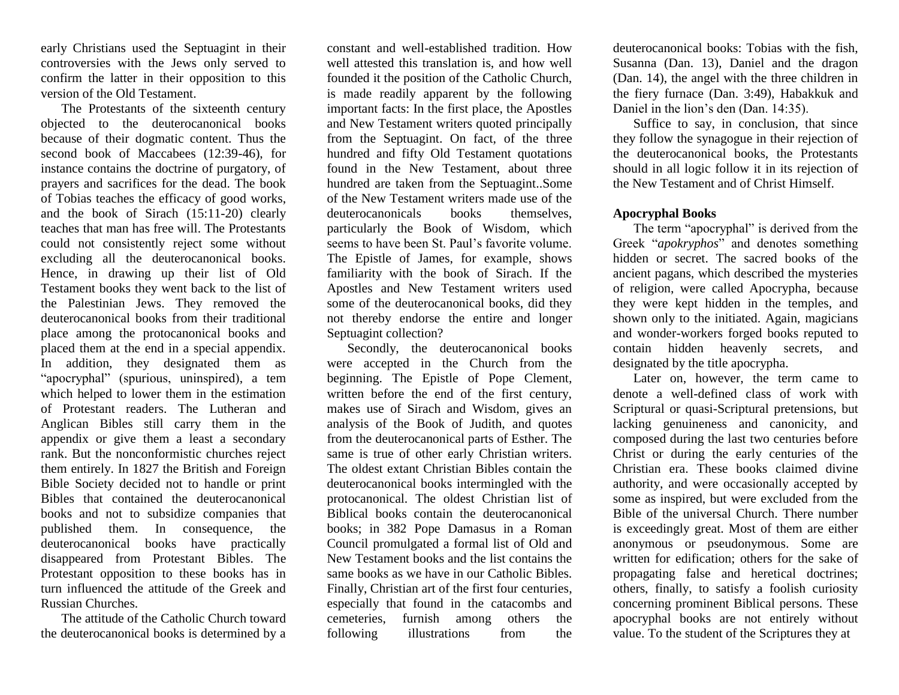early Christians used the Septuagint in their controversies with the Jews only served to confirm the latter in their opposition to this version of the Old Testament.

The Protestants of the sixteenth century objected to the deuterocanonical books because of their dogmatic content. Thus the second book of Maccabees (12:39-46), for instance contains the doctrine of purgatory, of prayers and sacrifices for the dead. The book of Tobias teaches the efficacy of good works, and the book of Sirach (15:11-20) clearly teaches that man has free will. The Protestants could not consistently reject some without excluding all the deuterocanonical books. Hence, in drawing up their list of Old Testament books they went back to the list of the Palestinian Jews. They removed the deuterocanonical books from their traditional place among the protocanonical books and placed them at the end in a special appendix. In addition, they designated them as "apocryphal" (spurious, uninspired), a tem which helped to lower them in the estimation of Protestant readers. The Lutheran and Anglican Bibles still carry them in the appendix or give them a least a secondary rank. But the nonconformistic churches reject them entirely. In 1827 the British and Foreign Bible Society decided not to handle or print Bibles that contained the deuterocanonical books and not to subsidize companies that published them. In consequence, the deuterocanonical books have practically disappeared from Protestant Bibles. The Protestant opposition to these books has in turn influenced the attitude of the Greek and Russian Churches.

The attitude of the Catholic Church toward the deuterocanonical books is determined by a constant and well-established tradition. How well attested this translation is, and how well founded it the position of the Catholic Church, is made readily apparent by the following important facts: In the first place, the Apostles and New Testament writers quoted principally from the Septuagint. On fact, of the three hundred and fifty Old Testament quotations found in the New Testament, about three hundred are taken from the Septuagint..Some of the New Testament writers made use of the deuterocanonicals books themselves, particularly the Book of Wisdom, which seems to have been St. Paul's favorite volume. The Epistle of James, for example, shows familiarity with the book of Sirach. If the Apostles and New Testament writers used some of the deuterocanonical books, did they not thereby endorse the entire and longer Septuagint collection?

Secondly, the deuterocanonical books were accepted in the Church from the beginning. The Epistle of Pope Clement, written before the end of the first century, makes use of Sirach and Wisdom, gives an analysis of the Book of Judith, and quotes from the deuterocanonical parts of Esther. The same is true of other early Christian writers. The oldest extant Christian Bibles contain the deuterocanonical books intermingled with the protocanonical. The oldest Christian list of Biblical books contain the deuterocanonical books; in 382 Pope Damasus in a Roman Council promulgated a formal list of Old and New Testament books and the list contains the same books as we have in our Catholic Bibles. Finally, Christian art of the first four centuries, especially that found in the catacombs and cemeteries, furnish among others the following illustrations from the deuterocanonical books: Tobias with the fish, Susanna (Dan. 13), Daniel and the dragon (Dan. 14), the angel with the three children in the fiery furnace (Dan. 3:49), Habakkuk and Daniel in the lion's den (Dan. 14:35).

Suffice to say, in conclusion, that since they follow the synagogue in their rejection of the deuterocanonical books, the Protestants should in all logic follow it in its rejection of the New Testament and of Christ Himself.

**Apocryphal Books**

The term "apocryphal" is derived from the Greek "*apokryphos*" and denotes something hidden or secret. The sacred books of the ancient pagans, which described the mysteries of religion, were called Apocrypha, because they were kept hidden in the temples, and shown only to the initiated. Again, magicians and wonder-workers forged books reputed to contain hidden heavenly secrets, and designated by the title apocrypha.

Later on, however, the term came to denote a well-defined class of work with Scriptural or quasi-Scriptural pretensions, but lacking genuineness and canonicity, and composed during the last two centuries before Christ or during the early centuries of the Christian era. These books claimed divine authority, and were occasionally accepted by some as inspired, but were excluded from the Bible of the universal Church. There number is exceedingly great. Most of them are either anonymous or pseudonymous. Some are written for edification; others for the sake of propagating false and heretical doctrines; others, finally, to satisfy a foolish curiosity concerning prominent Biblical persons. These apocryphal books are not entirely without value. To the student of the Scriptures they at